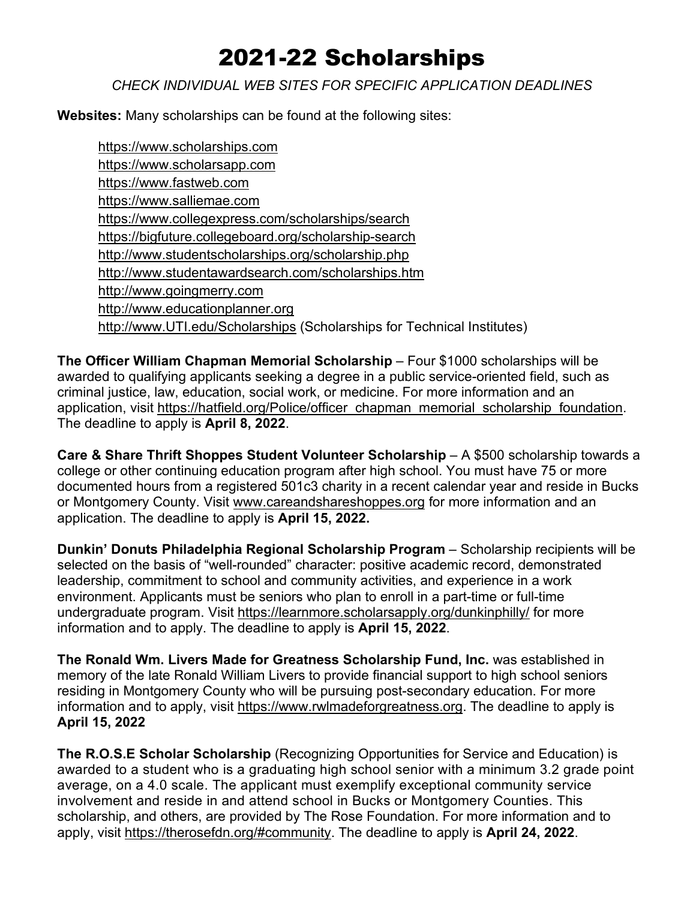# 2021-22 Scholarships

*CHECK INDIVIDUAL WEB SITES FOR SPECIFIC APPLICATION DEADLINES*

**Websites:** Many scholarships can be found at the following sites:

- https://www.scholarships.com
- https://www.scholarsapp.com
- https://www.fastweb.com
- https://www.salliemae.com
- https://www.collegexpress.com/scholarships/search
- https://bigfuture.collegeboard.org/scholarship-search
- http://www.studentscholarships.org/scholarship.php
- http://www.studentawardsearch.com/scholarships.htm
- http://www.goingmerry.com
- http://www.educationplanner.org
- http://www.UTI.edu/Scholarships (Scholarships for Technical Institutes)

**The Officer William Chapman Memorial Scholarship** – Four $1000 scholarships will be awarded to qualifying applicants seeking a degree in a public service-oriented field, such as criminal justice, law, education, social work, or medicine. For more information and an application, visit https://hatfield.org/Police/officer_chapman_memorial_scholarship_foundation. The deadline to apply is **April 8, 2022**.

**Care & Share Thrift Shoppes Student Volunteer Scholarship** – A $500 scholarship towards a college or other continuing education program after high school. You must have 75 or more documented hours from a registered 501c3 charity in a recent calendar year and reside in Bucks or Montgomery County. Visit www.careandshareshoppes.org for more information and an application. The deadline to apply is **April 15, 2022.**

**Dunkin' Donuts Philadelphia Regional Scholarship Program** – Scholarship recipients will be selected on the basis of "well-rounded" character: positive academic record, demonstrated leadership, commitment to school and community activities, and experience in a work environment. Applicants must be seniors who plan to enroll in a part-time or full-time undergraduate program. Visit https://learnmore.scholarsapply.org/dunkinphilly/ for more information and to apply. The deadline to apply is **April 15, 2022**.

**The Ronald Wm. Livers Made for Greatness Scholarship Fund, Inc.** was established in memory of the late Ronald William Livers to provide financial support to high school seniors residing in Montgomery County who will be pursuing post-secondary education. For more information and to apply, visit https://www.rwlmadeforgreatness.org. The deadline to apply is **April 15, 2022**

**The R.O.S.E Scholar Scholarship** (Recognizing Opportunities for Service and Education) is awarded to a student who is a graduating high school senior with a minimum 3.2 grade point average, on a 4.0 scale. The applicant must exemplify exceptional community service involvement and reside in and attend school in Bucks or Montgomery Counties. This scholarship, and others, are provided by The Rose Foundation. For more information and to apply, visit https://therosefdn.org/#community. The deadline to apply is **April 24, 2022**.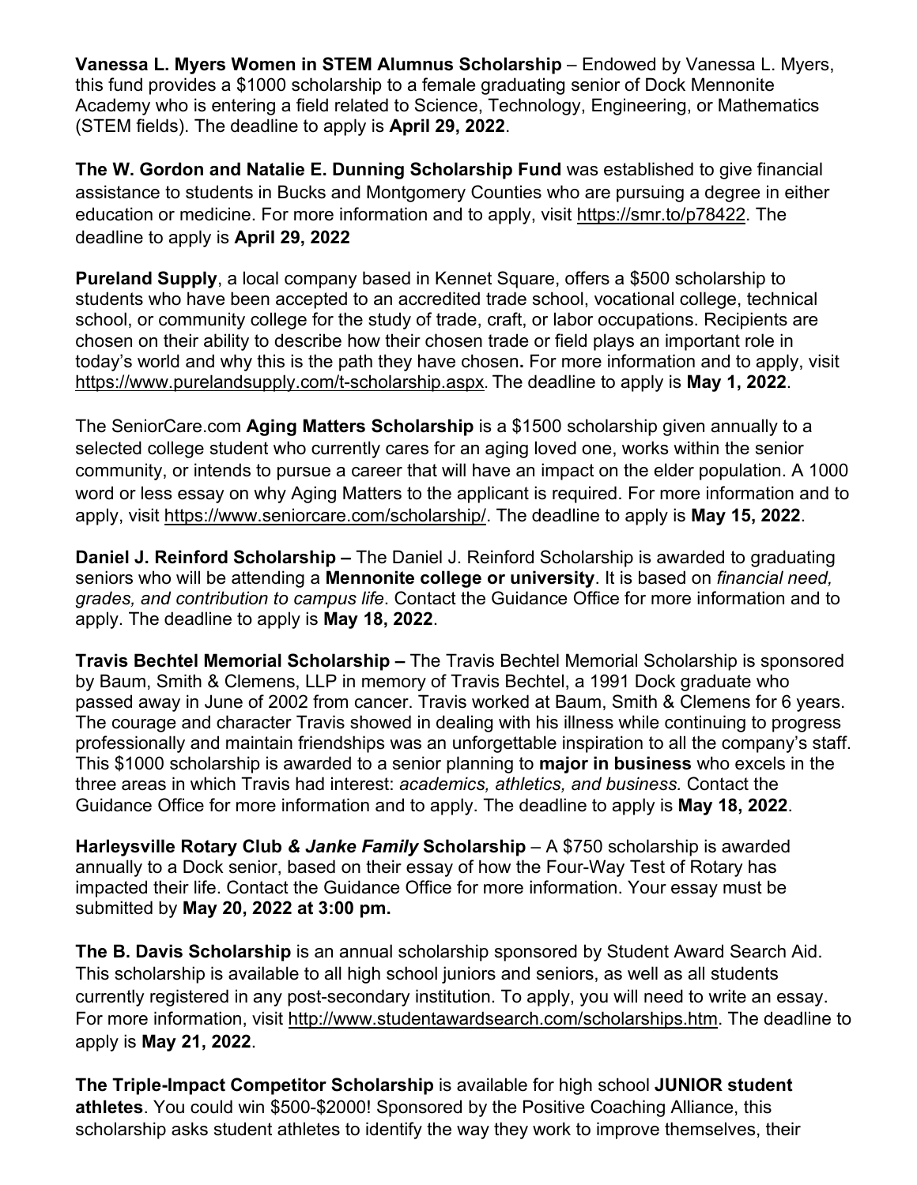**Vanessa L. Myers Women in STEM Alumnus Scholarship** – Endowed by Vanessa L. Myers, this fund provides a $1000 scholarship to a female graduating senior of Dock Mennonite Academy who is entering a field related to Science, Technology, Engineering, or Mathematics (STEM fields). The deadline to apply is **April 29, 2022**.

**The W. Gordon and Natalie E. Dunning Scholarship Fund** was established to give financial assistance to students in Bucks and Montgomery Counties who are pursuing a degree in either education or medicine. For more information and to apply, visit https://smr.to/p78422. The deadline to apply is **April 29, 2022**

**Pureland Supply**, a local company based in Kennet Square, offers a $500 scholarship to students who have been accepted to an accredited trade school, vocational college, technical school, or community college for the study of trade, craft, or labor occupations. Recipients are chosen on their ability to describe how their chosen trade or field plays an important role in today's world and why this is the path they have chosen**.** For more information and to apply, visit https://www.purelandsupply.com/t-scholarship.aspx. The deadline to apply is **May 1, 2022**.

The SeniorCare.com **Aging Matters Scholarship** is a $1500 scholarship given annually to a selected college student who currently cares for an aging loved one, works within the senior community, or intends to pursue a career that will have an impact on the elder population. A 1000 word or less essay on why Aging Matters to the applicant is required. For more information and to apply, visit https://www.seniorcare.com/scholarship/. The deadline to apply is **May 15, 2022**.

**Daniel J. Reinford Scholarship –** The Daniel J. Reinford Scholarship is awarded to graduating seniors who will be attending a **Mennonite college or university**. It is based on *financial need, grades, and contribution to campus life*. Contact the Guidance Office for more information and to apply. The deadline to apply is **May 18, 2022**.

**Travis Bechtel Memorial Scholarship –** The Travis Bechtel Memorial Scholarship is sponsored by Baum, Smith & Clemens, LLP in memory of Travis Bechtel, a 1991 Dock graduate who passed away in June of 2002 from cancer. Travis worked at Baum, Smith & Clemens for 6 years. The courage and character Travis showed in dealing with his illness while continuing to progress professionally and maintain friendships was an unforgettable inspiration to all the company's staff. This $1000 scholarship is awarded to a senior planning to **major in business** who excels in the three areas in which Travis had interest: *academics, athletics, and business.* Contact the Guidance Office for more information and to apply. The deadline to apply is **May 18, 2022**.

**Harleysville Rotary Club *& Janke Family* Scholarship** – A $750 scholarship is awarded annually to a Dock senior, based on their essay of how the Four-Way Test of Rotary has impacted their life. Contact the Guidance Office for more information. Your essay must be submitted by **May 20, 2022 at 3:00 pm.**

**The B. Davis Scholarship** is an annual scholarship sponsored by Student Award Search Aid. This scholarship is available to all high school juniors and seniors, as well as all students currently registered in any post-secondary institution. To apply, you will need to write an essay. For more information, visit http://www.studentawardsearch.com/scholarships.htm. The deadline to apply is **May 21, 2022**.

**The Triple-Impact Competitor Scholarship** is available for high school **JUNIOR student athletes**. You could win $500-$2000! Sponsored by the Positive Coaching Alliance, this scholarship asks student athletes to identify the way they work to improve themselves, their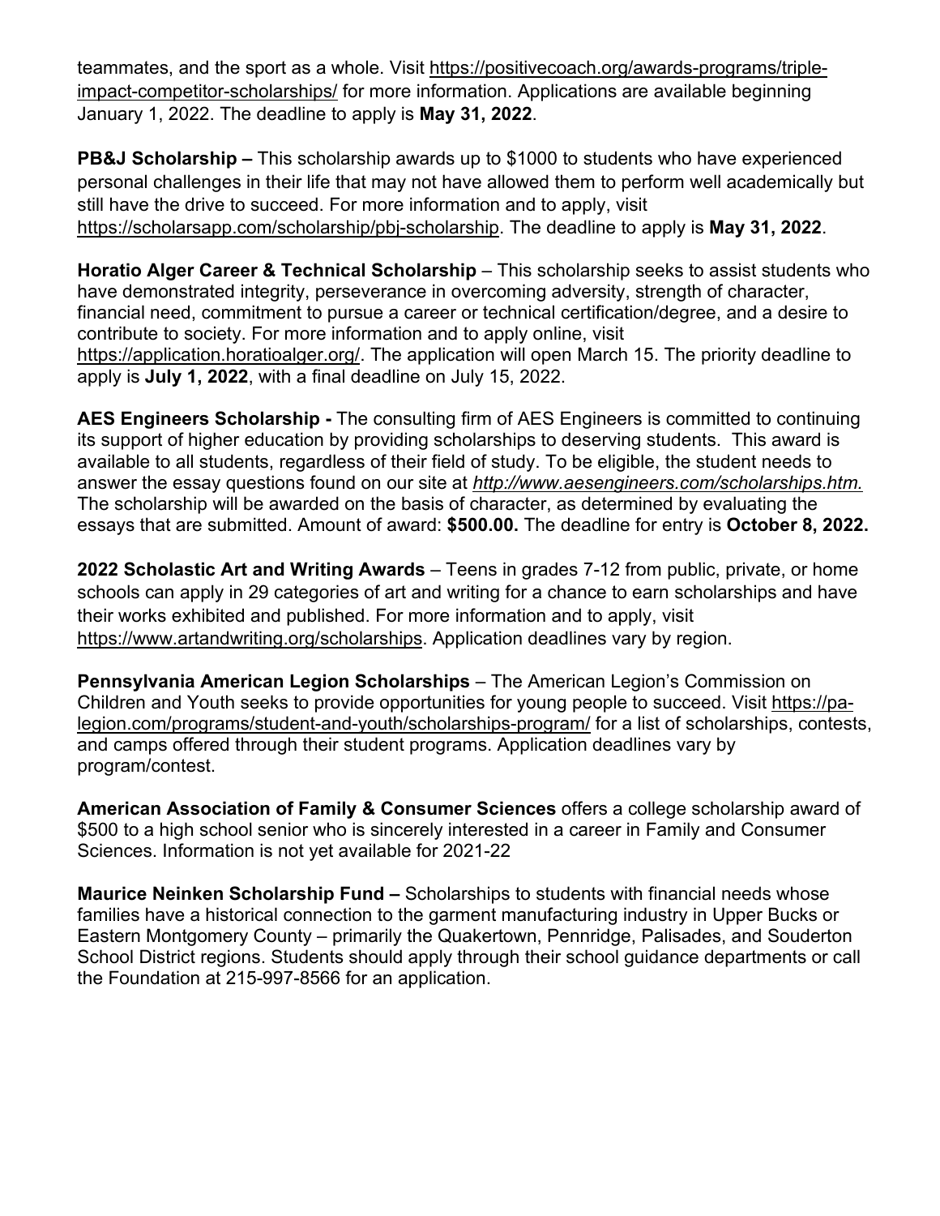teammates, and the sport as a whole. Visit https://positivecoach.org/awards-programs/triple-impact-competitor-scholarships/ for more information. Applications are available beginning January 1, 2022. The deadline to apply is **May 31, 2022**.

**PB&J Scholarship –** This scholarship awards up to $1000 to students who have experienced personal challenges in their life that may not have allowed them to perform well academically but still have the drive to succeed. For more information and to apply, visit https://scholarsapp.com/scholarship/pbj-scholarship. The deadline to apply is **May 31, 2022**.

**Horatio Alger Career & Technical Scholarship** – This scholarship seeks to assist students who have demonstrated integrity, perseverance in overcoming adversity, strength of character, financial need, commitment to pursue a career or technical certification/degree, and a desire to contribute to society. For more information and to apply online, visit https://application.horatioalger.org/. The application will open March 15. The priority deadline to apply is **July 1, 2022**, with a final deadline on July 15, 2022.

**AES Engineers Scholarship -** The consulting firm of AES Engineers is committed to continuing its support of higher education by providing scholarships to deserving students. This award is available to all students, regardless of their field of study. To be eligible, the student needs to answer the essay questions found on our site at *http://www.aesengineers.com/scholarships.htm.* The scholarship will be awarded on the basis of character, as determined by evaluating the essays that are submitted. Amount of award: **$500.00.** The deadline for entry is **October 8, 2022.**

**2022 Scholastic Art and Writing Awards** – Teens in grades 7-12 from public, private, or home schools can apply in 29 categories of art and writing for a chance to earn scholarships and have their works exhibited and published. For more information and to apply, visit https://www.artandwriting.org/scholarships. Application deadlines vary by region.

**Pennsylvania American Legion Scholarships** – The American Legion's Commission on Children and Youth seeks to provide opportunities for young people to succeed. Visit https://pa-legion.com/programs/student-and-youth/scholarships-program/ for a list of scholarships, contests, and camps offered through their student programs. Application deadlines vary by program/contest.

**American Association of Family & Consumer Sciences** offers a college scholarship award of $500 to a high school senior who is sincerely interested in a career in Family and Consumer Sciences. Information is not yet available for 2021-22

**Maurice Neinken Scholarship Fund –** Scholarships to students with financial needs whose families have a historical connection to the garment manufacturing industry in Upper Bucks or Eastern Montgomery County – primarily the Quakertown, Pennridge, Palisades, and Souderton School District regions. Students should apply through their school guidance departments or call the Foundation at 215-997-8566 for an application.